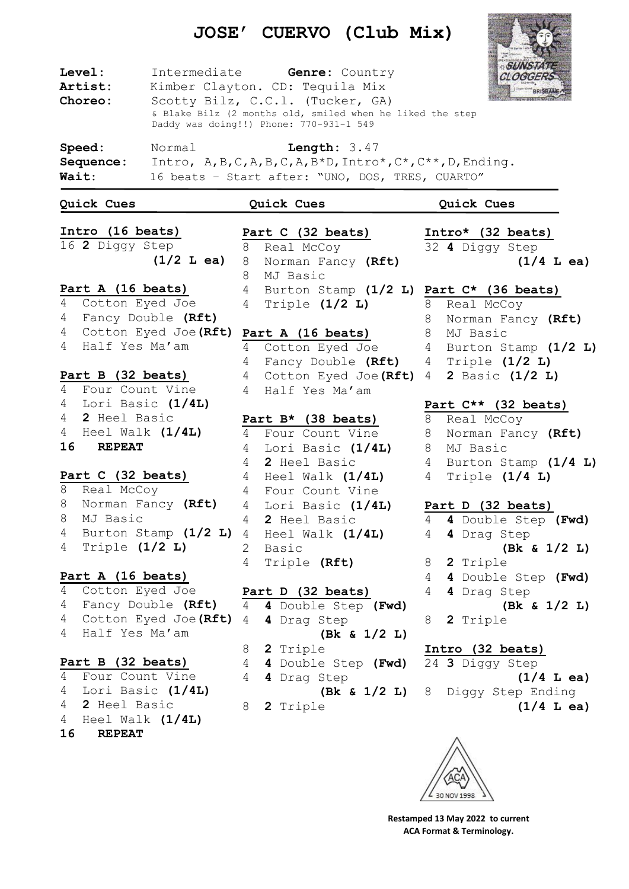# JOSE' CUERVO (Club Mix)

**Level:** Intermediate **Genre:** Country
**Artist:** Kimber Clayton. CD: Tequila Mix
**Choreo:** Scotty Bilz, C.C.l. (Tucker, GA)
& Blake Bilz (2 months old, smiled when he liked the step Daddy was doing!!) Phone: 770-931-1 549

**Speed:** Normal **Length:** 3.47
**Sequence:** Intro, A,B,C,A,B,C,A,B*D,Intro*,C*,C**,D,Ending.
**Wait:** 16 beats – Start after: "UNO, DOS, TRES, CUARTO"

## Quick Cues

**Intro (16 beats)**
16 **2** Diggy Step **(1/2 L ea)**

**Part A (16 beats)**
4 Cotton Eyed Joe
4 Fancy Double **(Rft)**
4 Cotton Eyed Joe **(Rft)**
4 Half Yes Ma'am

**Part B (32 beats)**
4 Four Count Vine
4 Lori Basic **(1/4L)**
4 **2** Heel Basic
4 Heel Walk **(1/4L)**
**16 REPEAT**

**Part C (32 beats)**
8 Real McCoy
8 Norman Fancy **(Rft)**
8 MJ Basic
4 Burton Stamp **(1/2 L)**
4 Triple **(1/2 L)**

**Part A (16 beats)**
4 Cotton Eyed Joe
4 Fancy Double **(Rft)**
4 Cotton Eyed Joe **(Rft)**
4 Half Yes Ma'am

**Part B (32 beats)**
4 Four Count Vine
4 Lori Basic **(1/4L)**
4 **2** Heel Basic
4 Heel Walk **(1/4L)**
**16 REPEAT**

## Quick Cues

**Part C (32 beats)**
8 Real McCoy
8 Norman Fancy **(Rft)**
8 MJ Basic
4 Burton Stamp **(1/2 L)**
4 Triple **(1/2 L)**

**Part A (16 beats)**
4 Cotton Eyed Joe
4 Fancy Double **(Rft)**
4 Cotton Eyed Joe **(Rft)**
4 Half Yes Ma'am

**Part B* (38 beats)**
4 Four Count Vine
4 Lori Basic **(1/4L)**
4 **2** Heel Basic
4 Heel Walk **(1/4L)**
4 Four Count Vine
4 Lori Basic **(1/4L)**
4 **2** Heel Basic
4 Heel Walk **(1/4L)**
2 Basic
4 Triple **(Rft)**

**Part D (32 beats)**
4 **4** Double Step **(Fwd)**
4 **4** Drag Step **(Bk & 1/2 L)**
8 **2** Triple
4 **4** Double Step **(Fwd)**
4 **4** Drag Step **(Bk & 1/2 L)**
8 **2** Triple

## Quick Cues

**Intro* (32 beats)**
32 **4** Diggy Step **(1/4 L ea)**

**Part C* (36 beats)**
8 Real McCoy
8 Norman Fancy **(Rft)**
8 MJ Basic
4 Burton Stamp **(1/2 L)**
4 Triple **(1/2 L)**
4 **2** Basic **(1/2 L)**

**Part C** (32 beats)**
8 Real McCoy
8 Norman Fancy **(Rft)**
8 MJ Basic
4 Burton Stamp **(1/4 L)**
4 Triple **(1/4 L)**

**Part D (32 beats)**
4 **4** Double Step **(Fwd)**
4 **4** Drag Step **(Bk & 1/2 L)**
8 **2** Triple
4 **4** Double Step **(Fwd)**
4 **4** Drag Step **(Bk & 1/2 L)**
8 **2** Triple

**Intro (32 beats)**
24 **3** Diggy Step **(1/4 L ea)**
8 Diggy Step Ending **(1/4 L ea)**

ACA 30 NOV 1998

**Restamped 13 May 2022 to current ACA Format & Terminology.**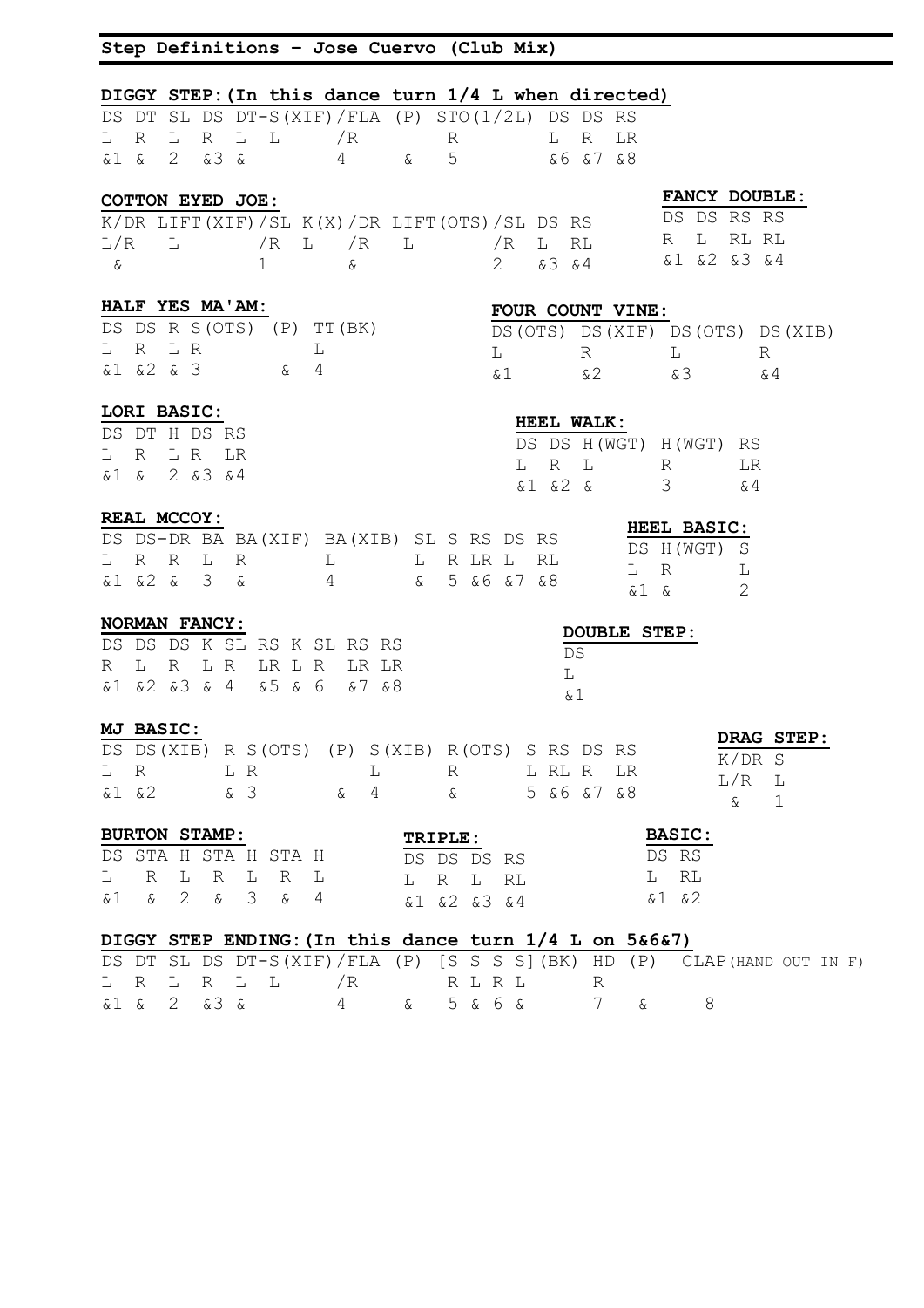## Step Definitions – Jose Cuervo (Club Mix)

**DIGGY STEP: (In this dance turn 1/4 L when directed)**

```
DS DT SL DS DT-S(XIF)/FLA (P) STO(1/2L) DS DS RS
L  R  L  R  L  L      /R        R         L  R  LR
&1 &  2  &3 &         4     &   5         &6 &7 &8
```

**COTTON EYED JOE:**

```
K/DR LIFT(XIF)/SL K(X)/DR LIFT(OTS)/SL DS RS
L/R  L         /R  L  /R  L          /R L  RL
 &             1      &              2  &3 &4
```

**FANCY DOUBLE:**

```
DS DS RS RS
R  L  RL RL
&1 &2 &3 &4
```

**HALF YES MA'AM:**

```
DS DS R S(OTS) (P) TT(BK)
L  R  L R          L
&1 &2 & 3       &  4
```

**FOUR COUNT VINE:**

```
DS(OTS) DS(XIF) DS(OTS) DS(XIB)
L       R       L       R
&1      &2      &3      &4
```

**LORI BASIC:**

```
DS DT H DS RS
L  R  L R  LR
&1 &  2 &3 &4
```

**HEEL WALK:**

```
DS DS H(WGT) H(WGT) RS
L  R  L      R      LR
&1 &2 &      3      &4
```

**REAL MCCOY:**

```
DS DS-DR BA BA(XIF) BA(XIB) SL S RS DS RS
L  R  R  L  R       L       L  R LR L  RL
&1 &2 &  3  &       4       &  5 &6 &7 &8
```

**HEEL BASIC:**

```
DS H(WGT) S
L  R      L
&1 &      2
```

**NORMAN FANCY:**

```
DS DS DS K SL RS K SL RS RS
R  L  R  L R  LR L R  LR LR
&1 &2 &3 & 4  &5 & 6  &7 &8
```

**DOUBLE STEP:**

```
DS
L
&1
```

**MJ BASIC:**

```
DS DS(XIB) R S(OTS) (P) S(XIB) R(OTS) S RS DS RS
L  R       L R          L      R      L RL R  LR
&1 &2      & 3      &   4      &      5 &6 &7 &8
```

**DRAG STEP:**

```
K/DR S
L/R  L
 &   1
```

**BURTON STAMP:**

```
DS STA H STA H STA H
L  R   L R   L R   L
&1 &   2 &   3 &   4
```

**TRIPLE:**

```
DS DS DS RS
L  R  L  RL
&1 &2 &3 &4
```

**BASIC:**

```
DS RS
L  RL
&1 &2
```

**DIGGY STEP ENDING: (In this dance turn 1/4 L on 5&6&7)**

```
DS DT SL DS DT-S(XIF)/FLA (P) [S S S S](BK) HD (P) CLAP(HAND OUT IN F)
L  R  L  R  L  L      /R       R L R L      R
&1 &  2  &3 &         4     &  5 & 6 &      7   &  8
```